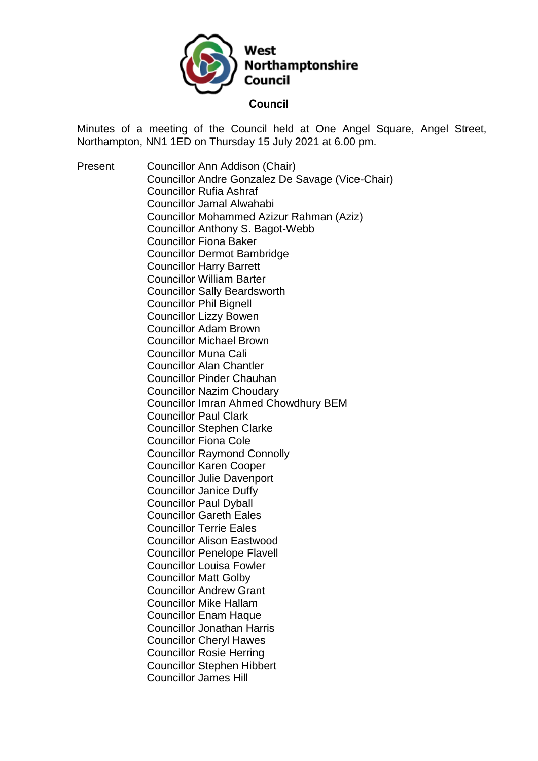# West Northamptonshire Council

## Council

Minutes of a meeting of the Council held at One Angel Square, Angel Street, Northampton, NN1 1ED on Thursday 15 July 2021 at 6.00 pm.

Present

Councillor Ann Addison (Chair)
Councillor Andre Gonzalez De Savage (Vice-Chair)
Councillor Rufia Ashraf
Councillor Jamal Alwahabi
Councillor Mohammed Azizur Rahman (Aziz)
Councillor Anthony S. Bagot-Webb
Councillor Fiona Baker
Councillor Dermot Bambridge
Councillor Harry Barrett
Councillor William Barter
Councillor Sally Beardsworth
Councillor Phil Bignell
Councillor Lizzy Bowen
Councillor Adam Brown
Councillor Michael Brown
Councillor Muna Cali
Councillor Alan Chantler
Councillor Pinder Chauhan
Councillor Nazim Choudary
Councillor Imran Ahmed Chowdhury BEM
Councillor Paul Clark
Councillor Stephen Clarke
Councillor Fiona Cole
Councillor Raymond Connolly
Councillor Karen Cooper
Councillor Julie Davenport
Councillor Janice Duffy
Councillor Paul Dyball
Councillor Gareth Eales
Councillor Terrie Eales
Councillor Alison Eastwood
Councillor Penelope Flavell
Councillor Louisa Fowler
Councillor Matt Golby
Councillor Andrew Grant
Councillor Mike Hallam
Councillor Enam Haque
Councillor Jonathan Harris
Councillor Cheryl Hawes
Councillor Rosie Herring
Councillor Stephen Hibbert
Councillor James Hill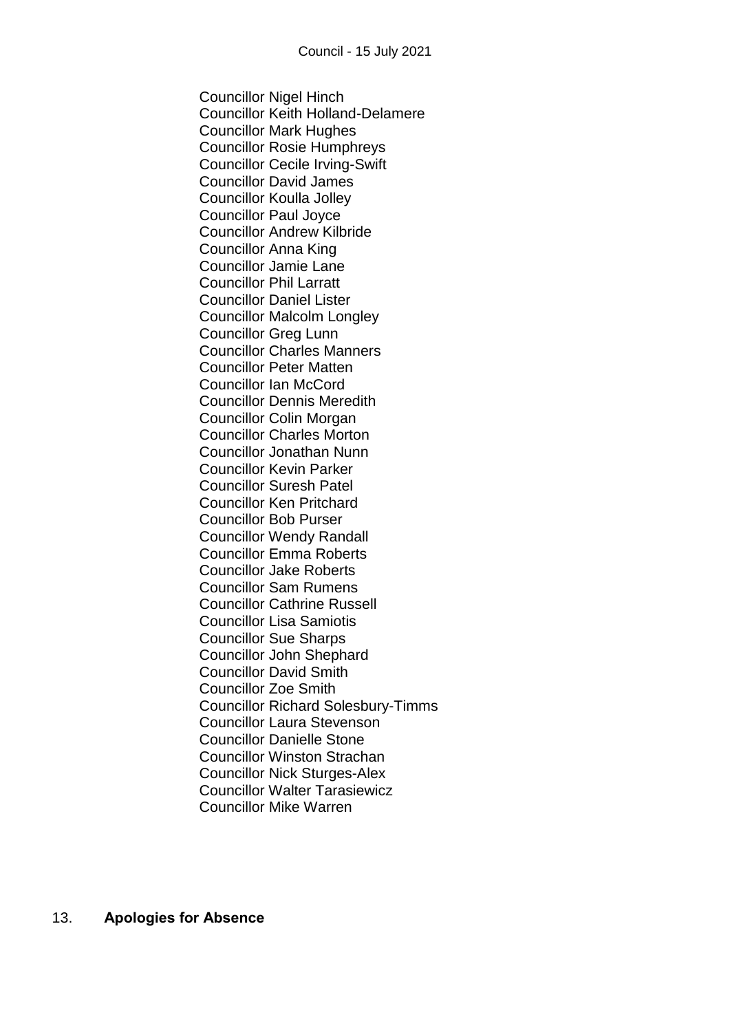Councillor Nigel Hinch
Councillor Keith Holland-Delamere
Councillor Mark Hughes
Councillor Rosie Humphreys
Councillor Cecile Irving-Swift
Councillor David James
Councillor Koulla Jolley
Councillor Paul Joyce
Councillor Andrew Kilbride
Councillor Anna King
Councillor Jamie Lane
Councillor Phil Larratt
Councillor Daniel Lister
Councillor Malcolm Longley
Councillor Greg Lunn
Councillor Charles Manners
Councillor Peter Matten
Councillor Ian McCord
Councillor Dennis Meredith
Councillor Colin Morgan
Councillor Charles Morton
Councillor Jonathan Nunn
Councillor Kevin Parker
Councillor Suresh Patel
Councillor Ken Pritchard
Councillor Bob Purser
Councillor Wendy Randall
Councillor Emma Roberts
Councillor Jake Roberts
Councillor Sam Rumens
Councillor Cathrine Russell
Councillor Lisa Samiotis
Councillor Sue Sharps
Councillor John Shephard
Councillor David Smith
Councillor Zoe Smith
Councillor Richard Solesbury-Timms
Councillor Laura Stevenson
Councillor Danielle Stone
Councillor Winston Strachan
Councillor Nick Sturges-Alex
Councillor Walter Tarasiewicz
Councillor Mike Warren

## 13. **Apologies for Absence**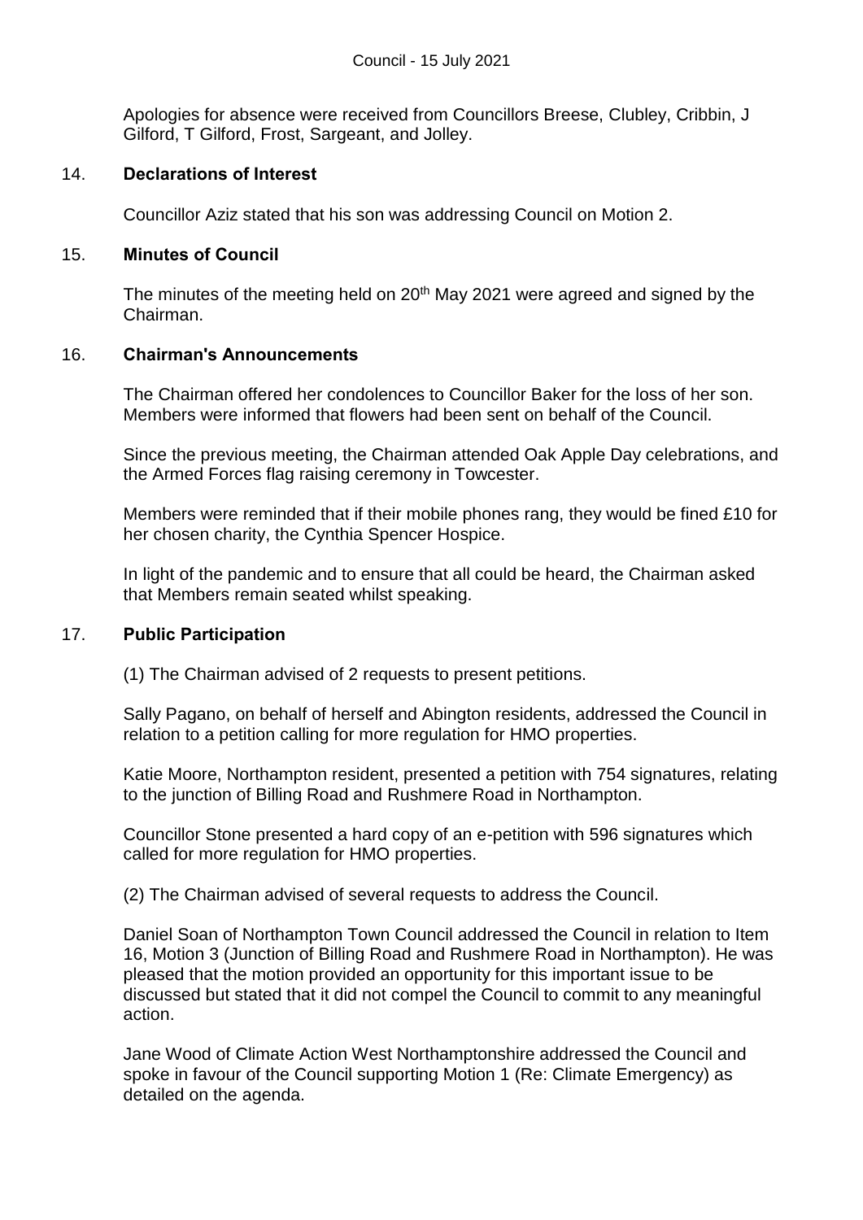Apologies for absence were received from Councillors Breese, Clubley, Cribbin, J Gilford, T Gilford, Frost, Sargeant, and Jolley.

## 14. Declarations of Interest

Councillor Aziz stated that his son was addressing Council on Motion 2.

## 15. Minutes of Council

The minutes of the meeting held on 20th May 2021 were agreed and signed by the Chairman.

## 16. Chairman's Announcements

The Chairman offered her condolences to Councillor Baker for the loss of her son. Members were informed that flowers had been sent on behalf of the Council.

Since the previous meeting, the Chairman attended Oak Apple Day celebrations, and the Armed Forces flag raising ceremony in Towcester.

Members were reminded that if their mobile phones rang, they would be fined £10 for her chosen charity, the Cynthia Spencer Hospice.

In light of the pandemic and to ensure that all could be heard, the Chairman asked that Members remain seated whilst speaking.

## 17. Public Participation

(1) The Chairman advised of 2 requests to present petitions.

Sally Pagano, on behalf of herself and Abington residents, addressed the Council in relation to a petition calling for more regulation for HMO properties.

Katie Moore, Northampton resident, presented a petition with 754 signatures, relating to the junction of Billing Road and Rushmere Road in Northampton.

Councillor Stone presented a hard copy of an e-petition with 596 signatures which called for more regulation for HMO properties.

(2) The Chairman advised of several requests to address the Council.

Daniel Soan of Northampton Town Council addressed the Council in relation to Item 16, Motion 3 (Junction of Billing Road and Rushmere Road in Northampton). He was pleased that the motion provided an opportunity for this important issue to be discussed but stated that it did not compel the Council to commit to any meaningful action.

Jane Wood of Climate Action West Northamptonshire addressed the Council and spoke in favour of the Council supporting Motion 1 (Re: Climate Emergency) as detailed on the agenda.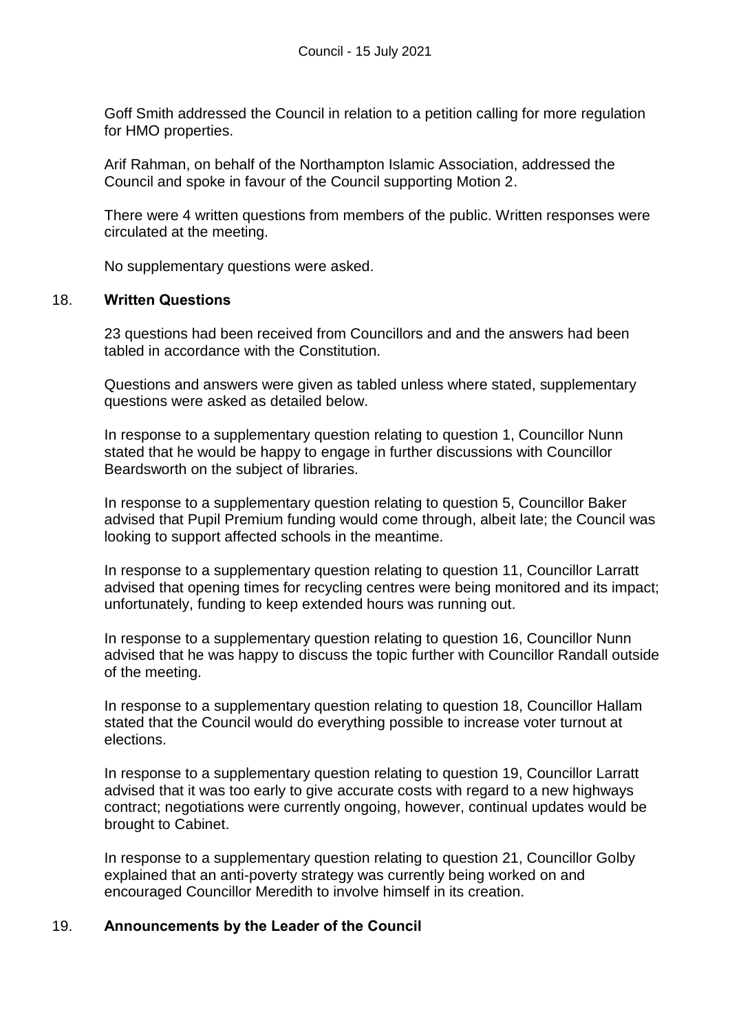Goff Smith addressed the Council in relation to a petition calling for more regulation for HMO properties.

Arif Rahman, on behalf of the Northampton Islamic Association, addressed the Council and spoke in favour of the Council supporting Motion 2.

There were 4 written questions from members of the public. Written responses were circulated at the meeting.

No supplementary questions were asked.

## 18. **Written Questions**

23 questions had been received from Councillors and and the answers had been tabled in accordance with the Constitution.

Questions and answers were given as tabled unless where stated, supplementary questions were asked as detailed below.

In response to a supplementary question relating to question 1, Councillor Nunn stated that he would be happy to engage in further discussions with Councillor Beardsworth on the subject of libraries.

In response to a supplementary question relating to question 5, Councillor Baker advised that Pupil Premium funding would come through, albeit late; the Council was looking to support affected schools in the meantime.

In response to a supplementary question relating to question 11, Councillor Larratt advised that opening times for recycling centres were being monitored and its impact; unfortunately, funding to keep extended hours was running out.

In response to a supplementary question relating to question 16, Councillor Nunn advised that he was happy to discuss the topic further with Councillor Randall outside of the meeting.

In response to a supplementary question relating to question 18, Councillor Hallam stated that the Council would do everything possible to increase voter turnout at elections.

In response to a supplementary question relating to question 19, Councillor Larratt advised that it was too early to give accurate costs with regard to a new highways contract; negotiations were currently ongoing, however, continual updates would be brought to Cabinet.

In response to a supplementary question relating to question 21, Councillor Golby explained that an anti-poverty strategy was currently being worked on and encouraged Councillor Meredith to involve himself in its creation.

## 19. **Announcements by the Leader of the Council**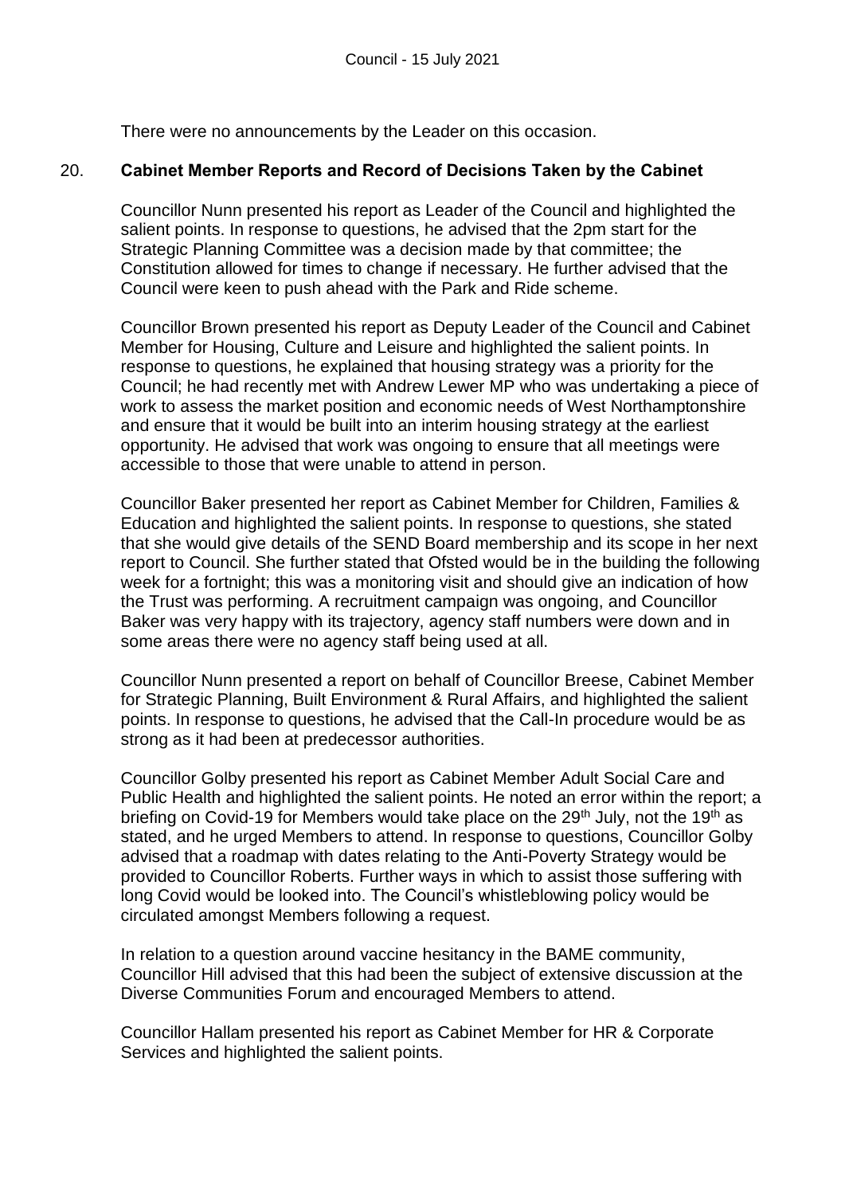There were no announcements by the Leader on this occasion.

## 20. **Cabinet Member Reports and Record of Decisions Taken by the Cabinet**

Councillor Nunn presented his report as Leader of the Council and highlighted the salient points. In response to questions, he advised that the 2pm start for the Strategic Planning Committee was a decision made by that committee; the Constitution allowed for times to change if necessary. He further advised that the Council were keen to push ahead with the Park and Ride scheme.

Councillor Brown presented his report as Deputy Leader of the Council and Cabinet Member for Housing, Culture and Leisure and highlighted the salient points. In response to questions, he explained that housing strategy was a priority for the Council; he had recently met with Andrew Lewer MP who was undertaking a piece of work to assess the market position and economic needs of West Northamptonshire and ensure that it would be built into an interim housing strategy at the earliest opportunity. He advised that work was ongoing to ensure that all meetings were accessible to those that were unable to attend in person.

Councillor Baker presented her report as Cabinet Member for Children, Families & Education and highlighted the salient points. In response to questions, she stated that she would give details of the SEND Board membership and its scope in her next report to Council. She further stated that Ofsted would be in the building the following week for a fortnight; this was a monitoring visit and should give an indication of how the Trust was performing. A recruitment campaign was ongoing, and Councillor Baker was very happy with its trajectory, agency staff numbers were down and in some areas there were no agency staff being used at all.

Councillor Nunn presented a report on behalf of Councillor Breese, Cabinet Member for Strategic Planning, Built Environment & Rural Affairs, and highlighted the salient points. In response to questions, he advised that the Call-In procedure would be as strong as it had been at predecessor authorities.

Councillor Golby presented his report as Cabinet Member Adult Social Care and Public Health and highlighted the salient points. He noted an error within the report; a briefing on Covid-19 for Members would take place on the 29th July, not the 19th as stated, and he urged Members to attend. In response to questions, Councillor Golby advised that a roadmap with dates relating to the Anti-Poverty Strategy would be provided to Councillor Roberts. Further ways in which to assist those suffering with long Covid would be looked into. The Council's whistleblowing policy would be circulated amongst Members following a request.

In relation to a question around vaccine hesitancy in the BAME community, Councillor Hill advised that this had been the subject of extensive discussion at the Diverse Communities Forum and encouraged Members to attend.

Councillor Hallam presented his report as Cabinet Member for HR & Corporate Services and highlighted the salient points.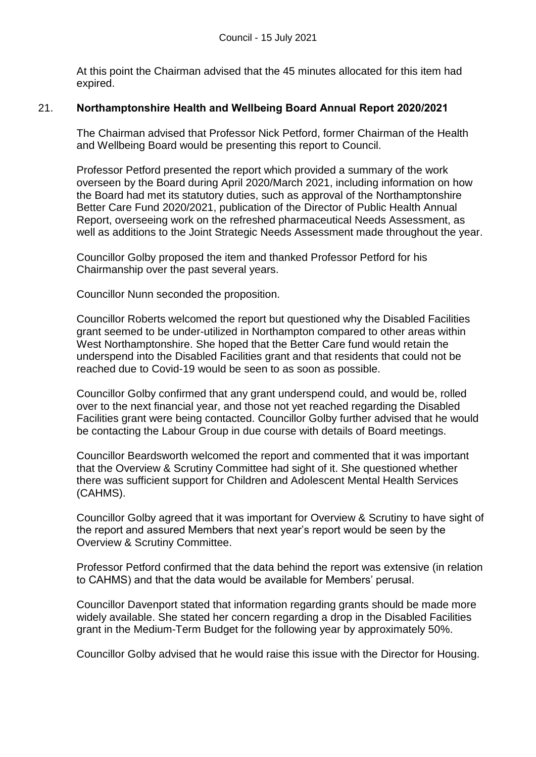At this point the Chairman advised that the 45 minutes allocated for this item had expired.

## 21. Northamptonshire Health and Wellbeing Board Annual Report 2020/2021

The Chairman advised that Professor Nick Petford, former Chairman of the Health and Wellbeing Board would be presenting this report to Council.

Professor Petford presented the report which provided a summary of the work overseen by the Board during April 2020/March 2021, including information on how the Board had met its statutory duties, such as approval of the Northamptonshire Better Care Fund 2020/2021, publication of the Director of Public Health Annual Report, overseeing work on the refreshed pharmaceutical Needs Assessment, as well as additions to the Joint Strategic Needs Assessment made throughout the year.

Councillor Golby proposed the item and thanked Professor Petford for his Chairmanship over the past several years.

Councillor Nunn seconded the proposition.

Councillor Roberts welcomed the report but questioned why the Disabled Facilities grant seemed to be under-utilized in Northampton compared to other areas within West Northamptonshire. She hoped that the Better Care fund would retain the underspend into the Disabled Facilities grant and that residents that could not be reached due to Covid-19 would be seen to as soon as possible.

Councillor Golby confirmed that any grant underspend could, and would be, rolled over to the next financial year, and those not yet reached regarding the Disabled Facilities grant were being contacted. Councillor Golby further advised that he would be contacting the Labour Group in due course with details of Board meetings.

Councillor Beardsworth welcomed the report and commented that it was important that the Overview & Scrutiny Committee had sight of it. She questioned whether there was sufficient support for Children and Adolescent Mental Health Services (CAHMS).

Councillor Golby agreed that it was important for Overview & Scrutiny to have sight of the report and assured Members that next year's report would be seen by the Overview & Scrutiny Committee.

Professor Petford confirmed that the data behind the report was extensive (in relation to CAHMS) and that the data would be available for Members' perusal.

Councillor Davenport stated that information regarding grants should be made more widely available. She stated her concern regarding a drop in the Disabled Facilities grant in the Medium-Term Budget for the following year by approximately 50%.

Councillor Golby advised that he would raise this issue with the Director for Housing.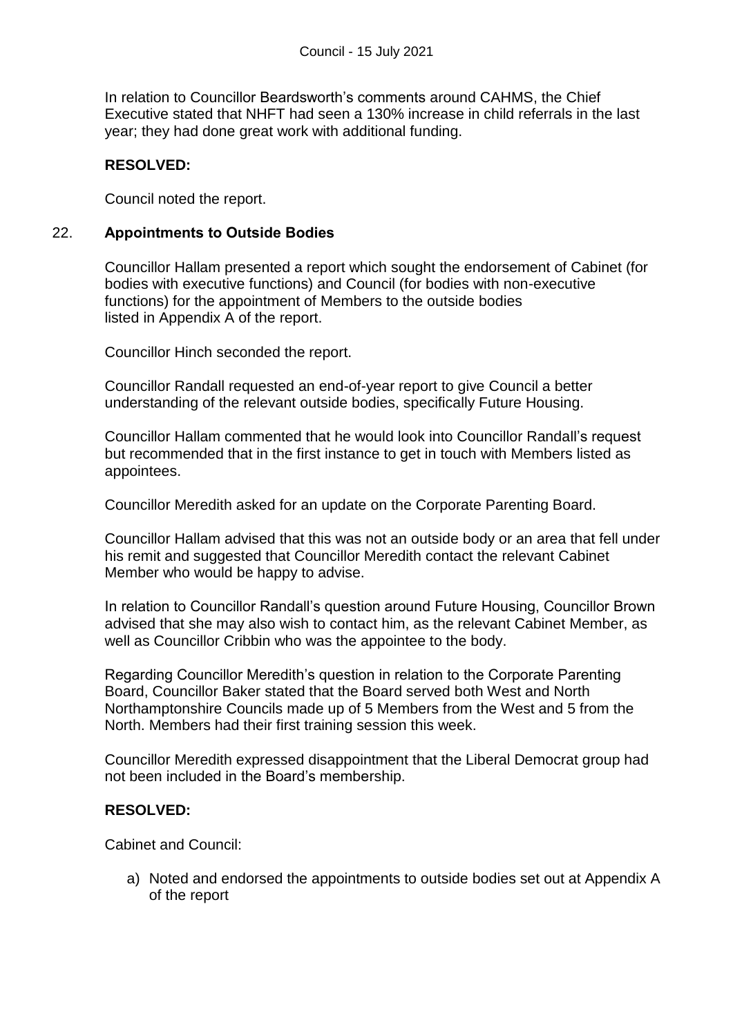In relation to Councillor Beardsworth's comments around CAHMS, the Chief Executive stated that NHFT had seen a 130% increase in child referrals in the last year; they had done great work with additional funding.

**RESOLVED:**

Council noted the report.

## 22. Appointments to Outside Bodies

Councillor Hallam presented a report which sought the endorsement of Cabinet (for bodies with executive functions) and Council (for bodies with non-executive functions) for the appointment of Members to the outside bodies listed in Appendix A of the report.

Councillor Hinch seconded the report.

Councillor Randall requested an end-of-year report to give Council a better understanding of the relevant outside bodies, specifically Future Housing.

Councillor Hallam commented that he would look into Councillor Randall's request but recommended that in the first instance to get in touch with Members listed as appointees.

Councillor Meredith asked for an update on the Corporate Parenting Board.

Councillor Hallam advised that this was not an outside body or an area that fell under his remit and suggested that Councillor Meredith contact the relevant Cabinet Member who would be happy to advise.

In relation to Councillor Randall's question around Future Housing, Councillor Brown advised that she may also wish to contact him, as the relevant Cabinet Member, as well as Councillor Cribbin who was the appointee to the body.

Regarding Councillor Meredith's question in relation to the Corporate Parenting Board, Councillor Baker stated that the Board served both West and North Northamptonshire Councils made up of 5 Members from the West and 5 from the North. Members had their first training session this week.

Councillor Meredith expressed disappointment that the Liberal Democrat group had not been included in the Board's membership.

**RESOLVED:**

Cabinet and Council:

a) Noted and endorsed the appointments to outside bodies set out at Appendix A of the report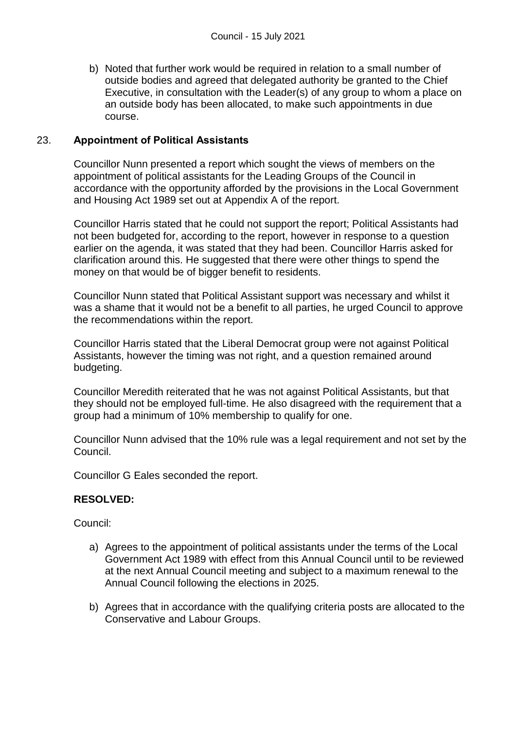b) Noted that further work would be required in relation to a small number of outside bodies and agreed that delegated authority be granted to the Chief Executive, in consultation with the Leader(s) of any group to whom a place on an outside body has been allocated, to make such appointments in due course.

## 23. Appointment of Political Assistants

Councillor Nunn presented a report which sought the views of members on the appointment of political assistants for the Leading Groups of the Council in accordance with the opportunity afforded by the provisions in the Local Government and Housing Act 1989 set out at Appendix A of the report.

Councillor Harris stated that he could not support the report; Political Assistants had not been budgeted for, according to the report, however in response to a question earlier on the agenda, it was stated that they had been. Councillor Harris asked for clarification around this. He suggested that there were other things to spend the money on that would be of bigger benefit to residents.

Councillor Nunn stated that Political Assistant support was necessary and whilst it was a shame that it would not be a benefit to all parties, he urged Council to approve the recommendations within the report.

Councillor Harris stated that the Liberal Democrat group were not against Political Assistants, however the timing was not right, and a question remained around budgeting.

Councillor Meredith reiterated that he was not against Political Assistants, but that they should not be employed full-time. He also disagreed with the requirement that a group had a minimum of 10% membership to qualify for one.

Councillor Nunn advised that the 10% rule was a legal requirement and not set by the Council.

Councillor G Eales seconded the report.

**RESOLVED:**

Council:

a) Agrees to the appointment of political assistants under the terms of the Local Government Act 1989 with effect from this Annual Council until to be reviewed at the next Annual Council meeting and subject to a maximum renewal to the Annual Council following the elections in 2025.

b) Agrees that in accordance with the qualifying criteria posts are allocated to the Conservative and Labour Groups.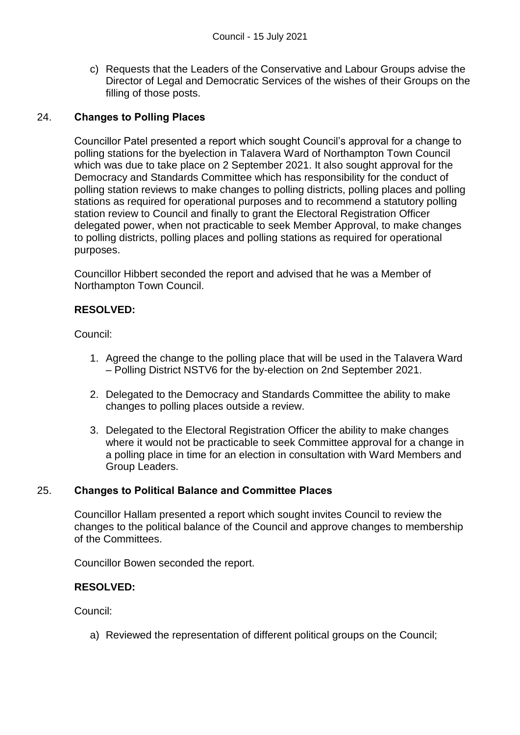c) Requests that the Leaders of the Conservative and Labour Groups advise the Director of Legal and Democratic Services of the wishes of their Groups on the filling of those posts.

## 24. **Changes to Polling Places**

Councillor Patel presented a report which sought Council's approval for a change to polling stations for the byelection in Talavera Ward of Northampton Town Council which was due to take place on 2 September 2021. It also sought approval for the Democracy and Standards Committee which has responsibility for the conduct of polling station reviews to make changes to polling districts, polling places and polling stations as required for operational purposes and to recommend a statutory polling station review to Council and finally to grant the Electoral Registration Officer delegated power, when not practicable to seek Member Approval, to make changes to polling districts, polling places and polling stations as required for operational purposes.

Councillor Hibbert seconded the report and advised that he was a Member of Northampton Town Council.

**RESOLVED:**

Council:

1. Agreed the change to the polling place that will be used in the Talavera Ward – Polling District NSTV6 for the by-election on 2nd September 2021.

2. Delegated to the Democracy and Standards Committee the ability to make changes to polling places outside a review.

3. Delegated to the Electoral Registration Officer the ability to make changes where it would not be practicable to seek Committee approval for a change in a polling place in time for an election in consultation with Ward Members and Group Leaders.

## 25. **Changes to Political Balance and Committee Places**

Councillor Hallam presented a report which sought invites Council to review the changes to the political balance of the Council and approve changes to membership of the Committees.

Councillor Bowen seconded the report.

**RESOLVED:**

Council:

a) Reviewed the representation of different political groups on the Council;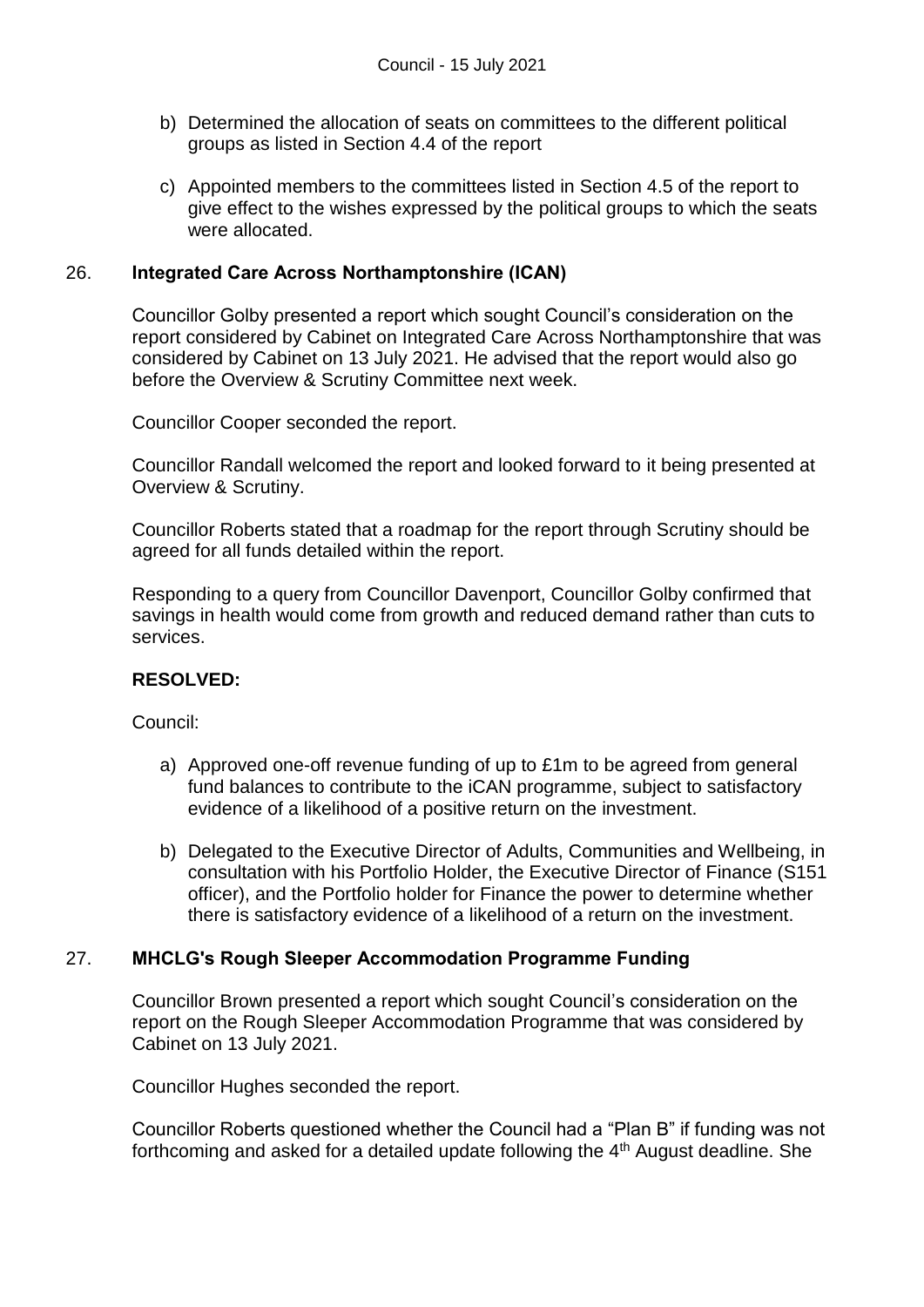b) Determined the allocation of seats on committees to the different political groups as listed in Section 4.4 of the report

c) Appointed members to the committees listed in Section 4.5 of the report to give effect to the wishes expressed by the political groups to which the seats were allocated.

## 26. Integrated Care Across Northamptonshire (ICAN)

Councillor Golby presented a report which sought Council's consideration on the report considered by Cabinet on Integrated Care Across Northamptonshire that was considered by Cabinet on 13 July 2021. He advised that the report would also go before the Overview & Scrutiny Committee next week.

Councillor Cooper seconded the report.

Councillor Randall welcomed the report and looked forward to it being presented at Overview & Scrutiny.

Councillor Roberts stated that a roadmap for the report through Scrutiny should be agreed for all funds detailed within the report.

Responding to a query from Councillor Davenport, Councillor Golby confirmed that savings in health would come from growth and reduced demand rather than cuts to services.

**RESOLVED:**

Council:

a) Approved one-off revenue funding of up to £1m to be agreed from general fund balances to contribute to the iCAN programme, subject to satisfactory evidence of a likelihood of a positive return on the investment.

b) Delegated to the Executive Director of Adults, Communities and Wellbeing, in consultation with his Portfolio Holder, the Executive Director of Finance (S151 officer), and the Portfolio holder for Finance the power to determine whether there is satisfactory evidence of a likelihood of a return on the investment.

## 27. MHCLG's Rough Sleeper Accommodation Programme Funding

Councillor Brown presented a report which sought Council's consideration on the report on the Rough Sleeper Accommodation Programme that was considered by Cabinet on 13 July 2021.

Councillor Hughes seconded the report.

Councillor Roberts questioned whether the Council had a "Plan B" if funding was not forthcoming and asked for a detailed update following the 4th August deadline. She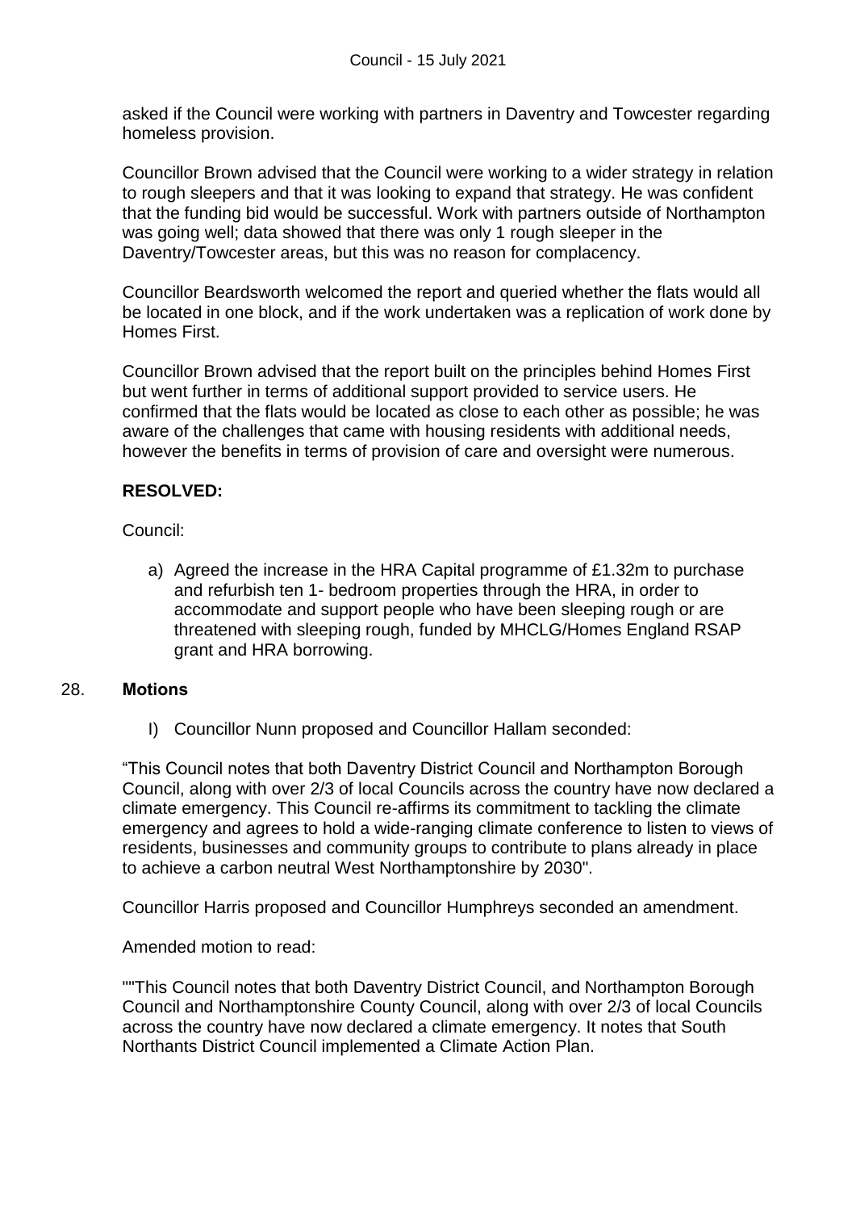asked if the Council were working with partners in Daventry and Towcester regarding homeless provision.

Councillor Brown advised that the Council were working to a wider strategy in relation to rough sleepers and that it was looking to expand that strategy. He was confident that the funding bid would be successful. Work with partners outside of Northampton was going well; data showed that there was only 1 rough sleeper in the Daventry/Towcester areas, but this was no reason for complacency.

Councillor Beardsworth welcomed the report and queried whether the flats would all be located in one block, and if the work undertaken was a replication of work done by Homes First.

Councillor Brown advised that the report built on the principles behind Homes First but went further in terms of additional support provided to service users. He confirmed that the flats would be located as close to each other as possible; he was aware of the challenges that came with housing residents with additional needs, however the benefits in terms of provision of care and oversight were numerous.

**RESOLVED:**

Council:

a) Agreed the increase in the HRA Capital programme of £1.32m to purchase and refurbish ten 1- bedroom properties through the HRA, in order to accommodate and support people who have been sleeping rough or are threatened with sleeping rough, funded by MHCLG/Homes England RSAP grant and HRA borrowing.

28. **Motions**

I) Councillor Nunn proposed and Councillor Hallam seconded:

"This Council notes that both Daventry District Council and Northampton Borough Council, along with over 2/3 of local Councils across the country have now declared a climate emergency. This Council re-affirms its commitment to tackling the climate emergency and agrees to hold a wide-ranging climate conference to listen to views of residents, businesses and community groups to contribute to plans already in place to achieve a carbon neutral West Northamptonshire by 2030".

Councillor Harris proposed and Councillor Humphreys seconded an amendment.

Amended motion to read:

""This Council notes that both Daventry District Council, and Northampton Borough Council and Northamptonshire County Council, along with over 2/3 of local Councils across the country have now declared a climate emergency. It notes that South Northants District Council implemented a Climate Action Plan.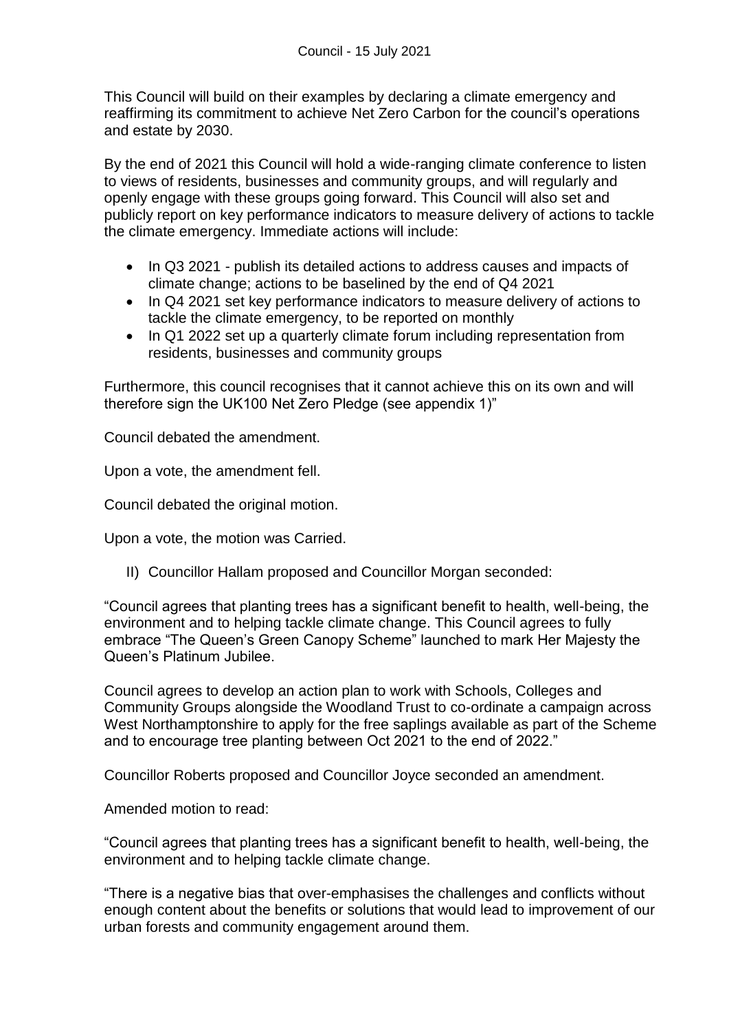This Council will build on their examples by declaring a climate emergency and reaffirming its commitment to achieve Net Zero Carbon for the council's operations and estate by 2030.

By the end of 2021 this Council will hold a wide-ranging climate conference to listen to views of residents, businesses and community groups, and will regularly and openly engage with these groups going forward. This Council will also set and publicly report on key performance indicators to measure delivery of actions to tackle the climate emergency. Immediate actions will include:

- In Q3 2021 - publish its detailed actions to address causes and impacts of climate change; actions to be baselined by the end of Q4 2021
- In Q4 2021 set key performance indicators to measure delivery of actions to tackle the climate emergency, to be reported on monthly
- In Q1 2022 set up a quarterly climate forum including representation from residents, businesses and community groups

Furthermore, this council recognises that it cannot achieve this on its own and will therefore sign the UK100 Net Zero Pledge (see appendix 1)"

Council debated the amendment.

Upon a vote, the amendment fell.

Council debated the original motion.

Upon a vote, the motion was Carried.

II) Councillor Hallam proposed and Councillor Morgan seconded:

"Council agrees that planting trees has a significant benefit to health, well-being, the environment and to helping tackle climate change. This Council agrees to fully embrace "The Queen's Green Canopy Scheme" launched to mark Her Majesty the Queen's Platinum Jubilee.

Council agrees to develop an action plan to work with Schools, Colleges and Community Groups alongside the Woodland Trust to co-ordinate a campaign across West Northamptonshire to apply for the free saplings available as part of the Scheme and to encourage tree planting between Oct 2021 to the end of 2022."

Councillor Roberts proposed and Councillor Joyce seconded an amendment.

Amended motion to read:

"Council agrees that planting trees has a significant benefit to health, well-being, the environment and to helping tackle climate change.

"There is a negative bias that over-emphasises the challenges and conflicts without enough content about the benefits or solutions that would lead to improvement of our urban forests and community engagement around them.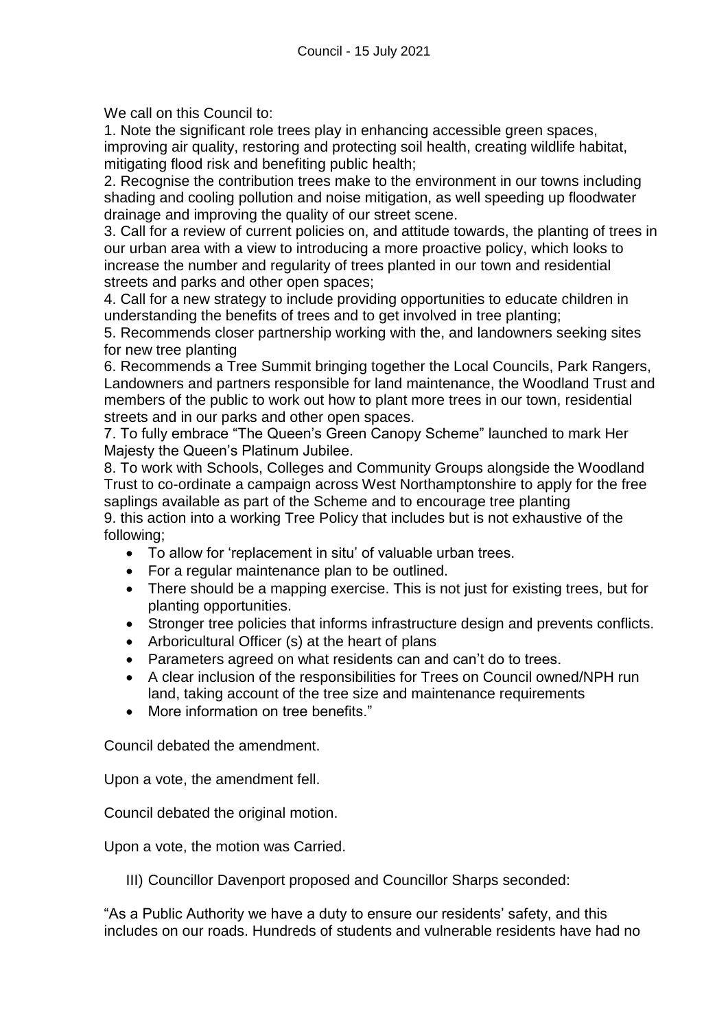We call on this Council to:

1. Note the significant role trees play in enhancing accessible green spaces, improving air quality, restoring and protecting soil health, creating wildlife habitat, mitigating flood risk and benefiting public health;
2. Recognise the contribution trees make to the environment in our towns including shading and cooling pollution and noise mitigation, as well speeding up floodwater drainage and improving the quality of our street scene.
3. Call for a review of current policies on, and attitude towards, the planting of trees in our urban area with a view to introducing a more proactive policy, which looks to increase the number and regularity of trees planted in our town and residential streets and parks and other open spaces;
4. Call for a new strategy to include providing opportunities to educate children in understanding the benefits of trees and to get involved in tree planting;
5. Recommends closer partnership working with the, and landowners seeking sites for new tree planting
6. Recommends a Tree Summit bringing together the Local Councils, Park Rangers, Landowners and partners responsible for land maintenance, the Woodland Trust and members of the public to work out how to plant more trees in our town, residential streets and in our parks and other open spaces.
7. To fully embrace "The Queen's Green Canopy Scheme" launched to mark Her Majesty the Queen's Platinum Jubilee.
8. To work with Schools, Colleges and Community Groups alongside the Woodland Trust to co-ordinate a campaign across West Northamptonshire to apply for the free saplings available as part of the Scheme and to encourage tree planting
9. this action into a working Tree Policy that includes but is not exhaustive of the following;
   - To allow for 'replacement in situ' of valuable urban trees.
   - For a regular maintenance plan to be outlined.
   - There should be a mapping exercise. This is not just for existing trees, but for planting opportunities.
   - Stronger tree policies that informs infrastructure design and prevents conflicts.
   - Arboricultural Officer (s) at the heart of plans
   - Parameters agreed on what residents can and can't do to trees.
   - A clear inclusion of the responsibilities for Trees on Council owned/NPH run land, taking account of the tree size and maintenance requirements
   - More information on tree benefits."

Council debated the amendment.

Upon a vote, the amendment fell.

Council debated the original motion.

Upon a vote, the motion was Carried.

III) Councillor Davenport proposed and Councillor Sharps seconded:

"As a Public Authority we have a duty to ensure our residents' safety, and this includes on our roads. Hundreds of students and vulnerable residents have had no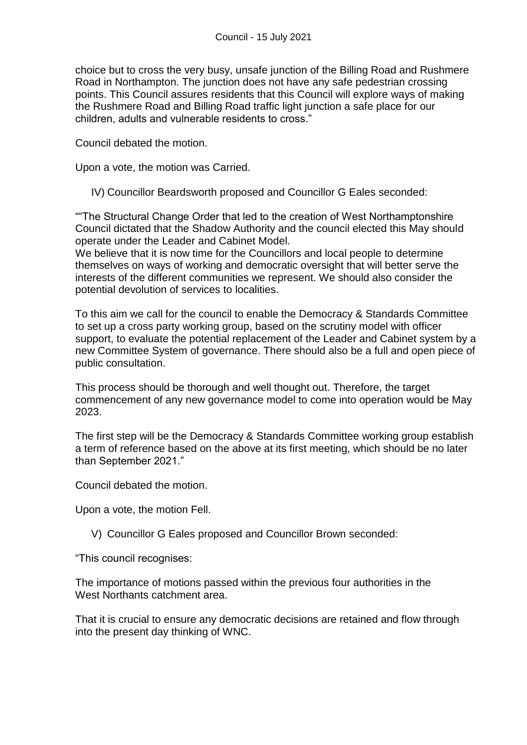choice but to cross the very busy, unsafe junction of the Billing Road and Rushmere Road in Northampton. The junction does not have any safe pedestrian crossing points. This Council assures residents that this Council will explore ways of making the Rushmere Road and Billing Road traffic light junction a safe place for our children, adults and vulnerable residents to cross."

Council debated the motion.

Upon a vote, the motion was Carried.

IV) Councillor Beardsworth proposed and Councillor G Eales seconded:

""The Structural Change Order that led to the creation of West Northamptonshire Council dictated that the Shadow Authority and the council elected this May should operate under the Leader and Cabinet Model.
We believe that it is now time for the Councillors and local people to determine themselves on ways of working and democratic oversight that will better serve the interests of the different communities we represent. We should also consider the potential devolution of services to localities.

To this aim we call for the council to enable the Democracy & Standards Committee to set up a cross party working group, based on the scrutiny model with officer support, to evaluate the potential replacement of the Leader and Cabinet system by a new Committee System of governance. There should also be a full and open piece of public consultation.

This process should be thorough and well thought out. Therefore, the target commencement of any new governance model to come into operation would be May 2023.

The first step will be the Democracy & Standards Committee working group establish a term of reference based on the above at its first meeting, which should be no later than September 2021."

Council debated the motion.

Upon a vote, the motion Fell.

V) Councillor G Eales proposed and Councillor Brown seconded:

"This council recognises:

The importance of motions passed within the previous four authorities in the West Northants catchment area.

That it is crucial to ensure any democratic decisions are retained and flow through into the present day thinking of WNC.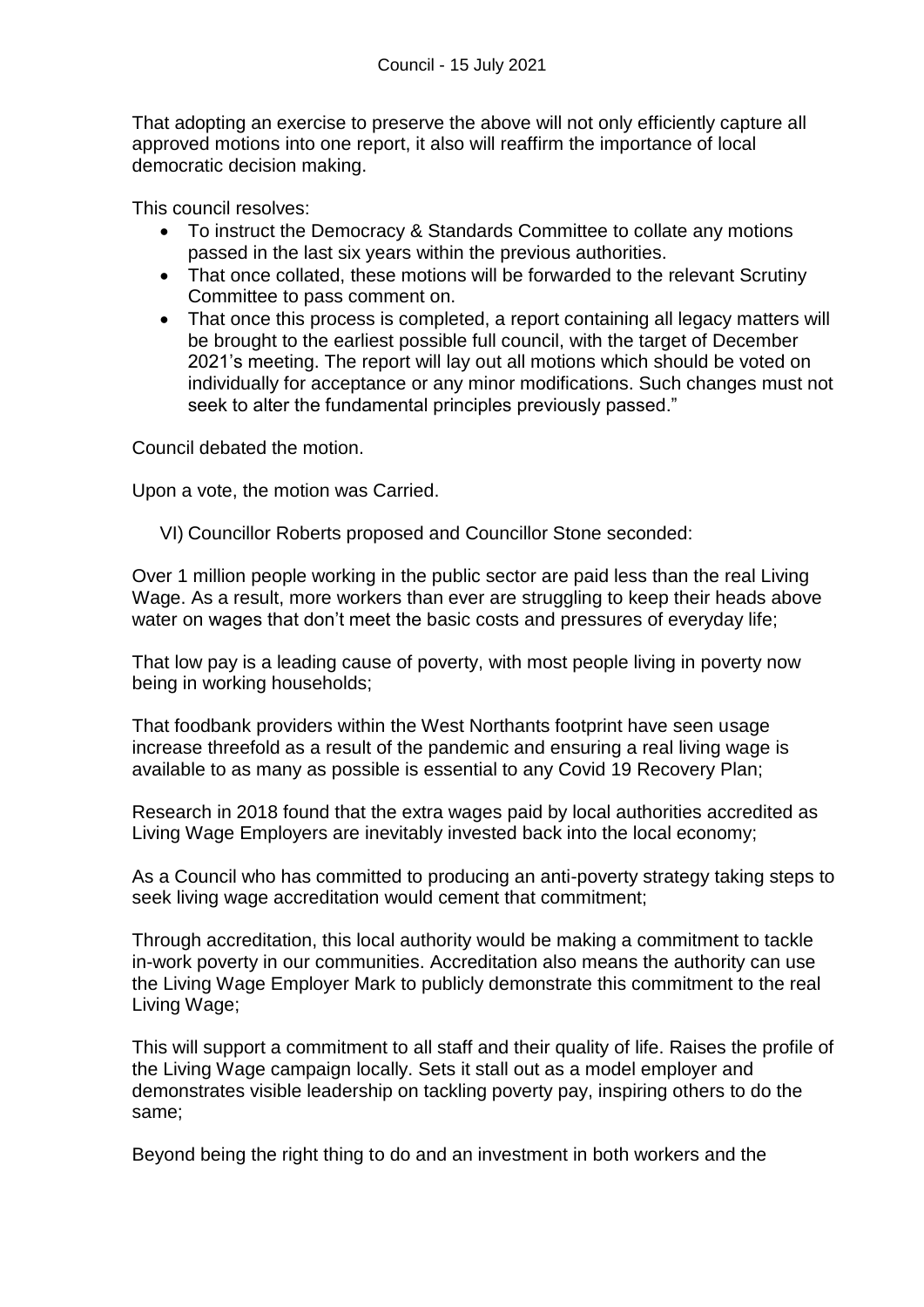That adopting an exercise to preserve the above will not only efficiently capture all approved motions into one report, it also will reaffirm the importance of local democratic decision making.

This council resolves:

- To instruct the Democracy & Standards Committee to collate any motions passed in the last six years within the previous authorities.
- That once collated, these motions will be forwarded to the relevant Scrutiny Committee to pass comment on.
- That once this process is completed, a report containing all legacy matters will be brought to the earliest possible full council, with the target of December 2021's meeting. The report will lay out all motions which should be voted on individually for acceptance or any minor modifications. Such changes must not seek to alter the fundamental principles previously passed."

Council debated the motion.

Upon a vote, the motion was Carried.

VI) Councillor Roberts proposed and Councillor Stone seconded:

Over 1 million people working in the public sector are paid less than the real Living Wage. As a result, more workers than ever are struggling to keep their heads above water on wages that don't meet the basic costs and pressures of everyday life;

That low pay is a leading cause of poverty, with most people living in poverty now being in working households;

That foodbank providers within the West Northants footprint have seen usage increase threefold as a result of the pandemic and ensuring a real living wage is available to as many as possible is essential to any Covid 19 Recovery Plan;

Research in 2018 found that the extra wages paid by local authorities accredited as Living Wage Employers are inevitably invested back into the local economy;

As a Council who has committed to producing an anti-poverty strategy taking steps to seek living wage accreditation would cement that commitment;

Through accreditation, this local authority would be making a commitment to tackle in-work poverty in our communities. Accreditation also means the authority can use the Living Wage Employer Mark to publicly demonstrate this commitment to the real Living Wage;

This will support a commitment to all staff and their quality of life. Raises the profile of the Living Wage campaign locally. Sets it stall out as a model employer and demonstrates visible leadership on tackling poverty pay, inspiring others to do the same;

Beyond being the right thing to do and an investment in both workers and the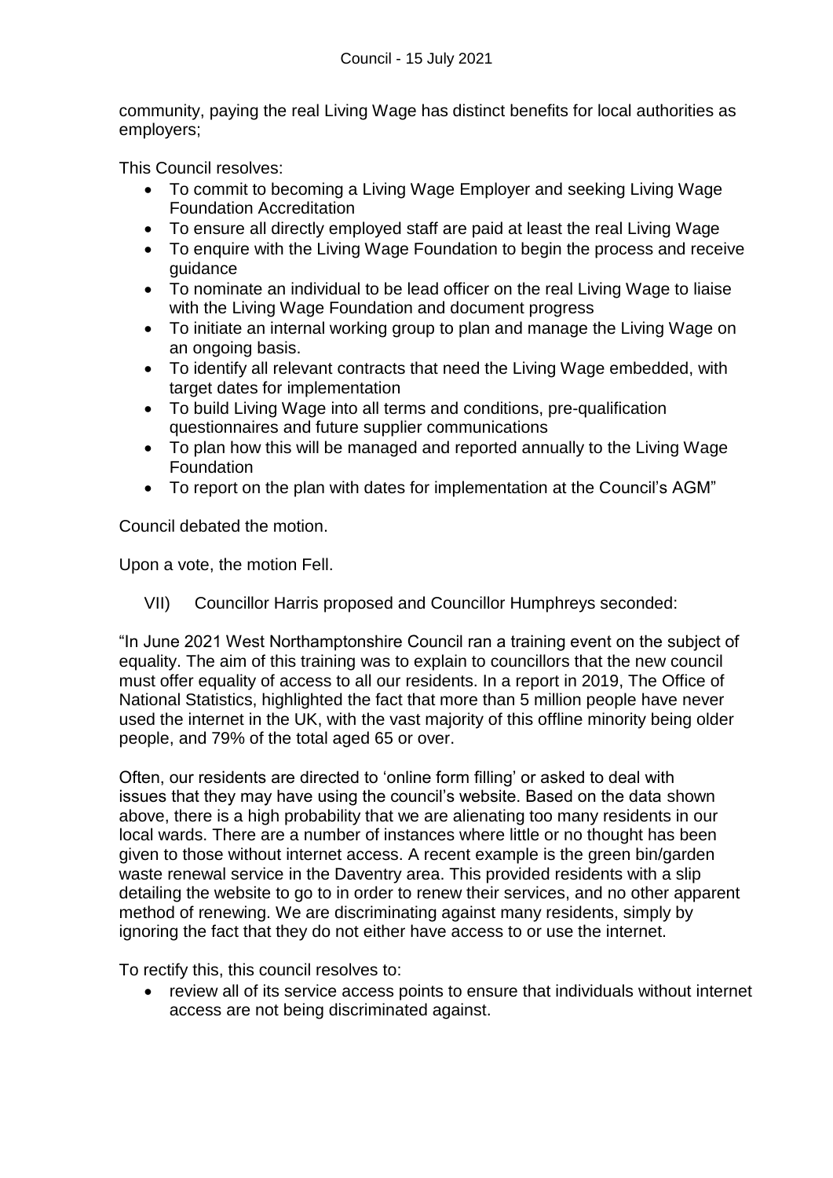community, paying the real Living Wage has distinct benefits for local authorities as employers;

This Council resolves:

- To commit to becoming a Living Wage Employer and seeking Living Wage Foundation Accreditation
- To ensure all directly employed staff are paid at least the real Living Wage
- To enquire with the Living Wage Foundation to begin the process and receive guidance
- To nominate an individual to be lead officer on the real Living Wage to liaise with the Living Wage Foundation and document progress
- To initiate an internal working group to plan and manage the Living Wage on an ongoing basis.
- To identify all relevant contracts that need the Living Wage embedded, with target dates for implementation
- To build Living Wage into all terms and conditions, pre-qualification questionnaires and future supplier communications
- To plan how this will be managed and reported annually to the Living Wage Foundation
- To report on the plan with dates for implementation at the Council's AGM"

Council debated the motion.

Upon a vote, the motion Fell.

VII) Councillor Harris proposed and Councillor Humphreys seconded:

"In June 2021 West Northamptonshire Council ran a training event on the subject of equality. The aim of this training was to explain to councillors that the new council must offer equality of access to all our residents. In a report in 2019, The Office of National Statistics, highlighted the fact that more than 5 million people have never used the internet in the UK, with the vast majority of this offline minority being older people, and 79% of the total aged 65 or over.

Often, our residents are directed to 'online form filling' or asked to deal with issues that they may have using the council's website. Based on the data shown above, there is a high probability that we are alienating too many residents in our local wards. There are a number of instances where little or no thought has been given to those without internet access. A recent example is the green bin/garden waste renewal service in the Daventry area. This provided residents with a slip detailing the website to go to in order to renew their services, and no other apparent method of renewing. We are discriminating against many residents, simply by ignoring the fact that they do not either have access to or use the internet.

To rectify this, this council resolves to:

- review all of its service access points to ensure that individuals without internet access are not being discriminated against.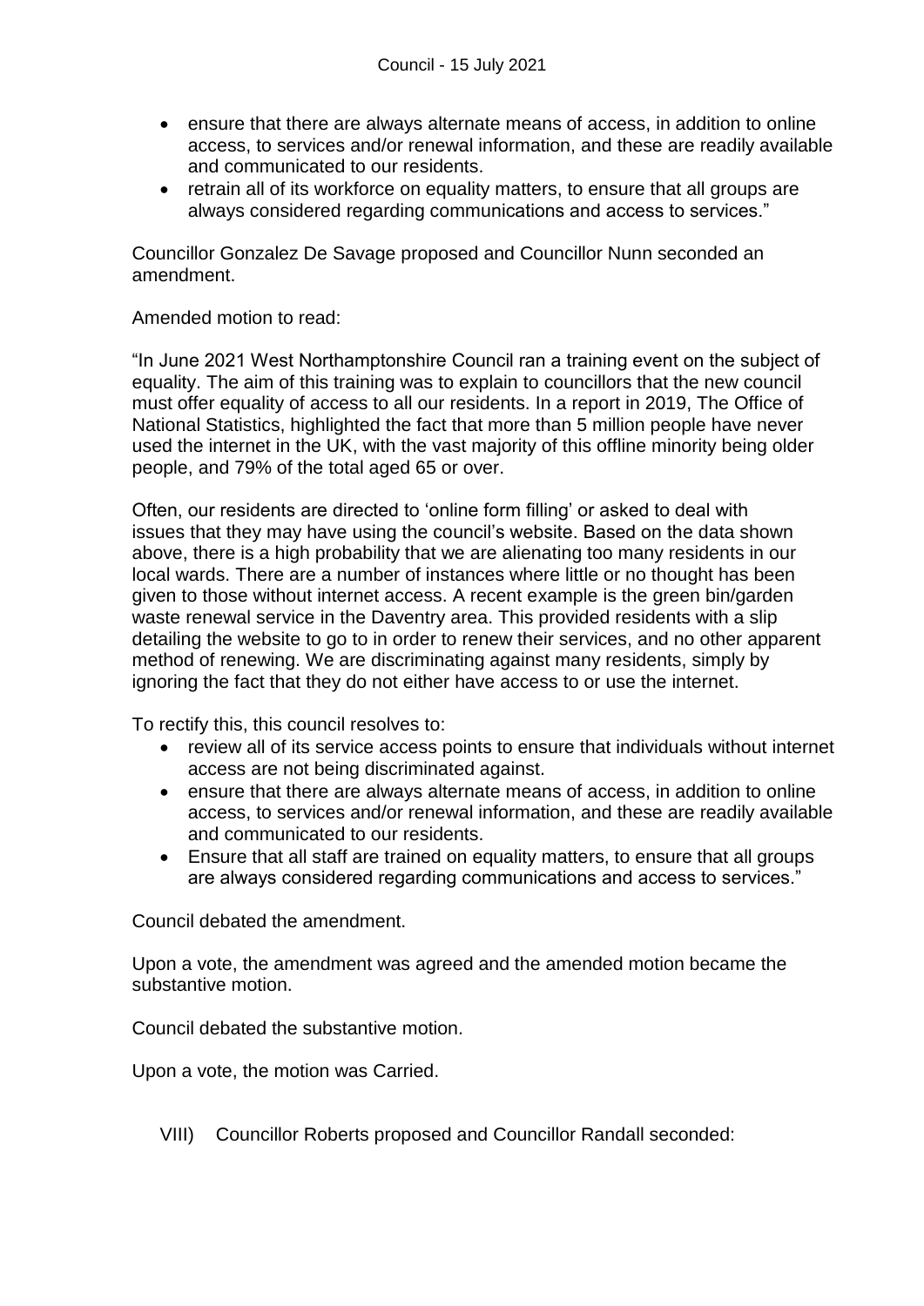- ensure that there are always alternate means of access, in addition to online access, to services and/or renewal information, and these are readily available and communicated to our residents.
- retrain all of its workforce on equality matters, to ensure that all groups are always considered regarding communications and access to services."

Councillor Gonzalez De Savage proposed and Councillor Nunn seconded an amendment.

Amended motion to read:

"In June 2021 West Northamptonshire Council ran a training event on the subject of equality. The aim of this training was to explain to councillors that the new council must offer equality of access to all our residents. In a report in 2019, The Office of National Statistics, highlighted the fact that more than 5 million people have never used the internet in the UK, with the vast majority of this offline minority being older people, and 79% of the total aged 65 or over.

Often, our residents are directed to 'online form filling' or asked to deal with issues that they may have using the council's website. Based on the data shown above, there is a high probability that we are alienating too many residents in our local wards. There are a number of instances where little or no thought has been given to those without internet access. A recent example is the green bin/garden waste renewal service in the Daventry area. This provided residents with a slip detailing the website to go to in order to renew their services, and no other apparent method of renewing. We are discriminating against many residents, simply by ignoring the fact that they do not either have access to or use the internet.

To rectify this, this council resolves to:

- review all of its service access points to ensure that individuals without internet access are not being discriminated against.
- ensure that there are always alternate means of access, in addition to online access, to services and/or renewal information, and these are readily available and communicated to our residents.
- Ensure that all staff are trained on equality matters, to ensure that all groups are always considered regarding communications and access to services."

Council debated the amendment.

Upon a vote, the amendment was agreed and the amended motion became the substantive motion.

Council debated the substantive motion.

Upon a vote, the motion was Carried.

VIII) Councillor Roberts proposed and Councillor Randall seconded: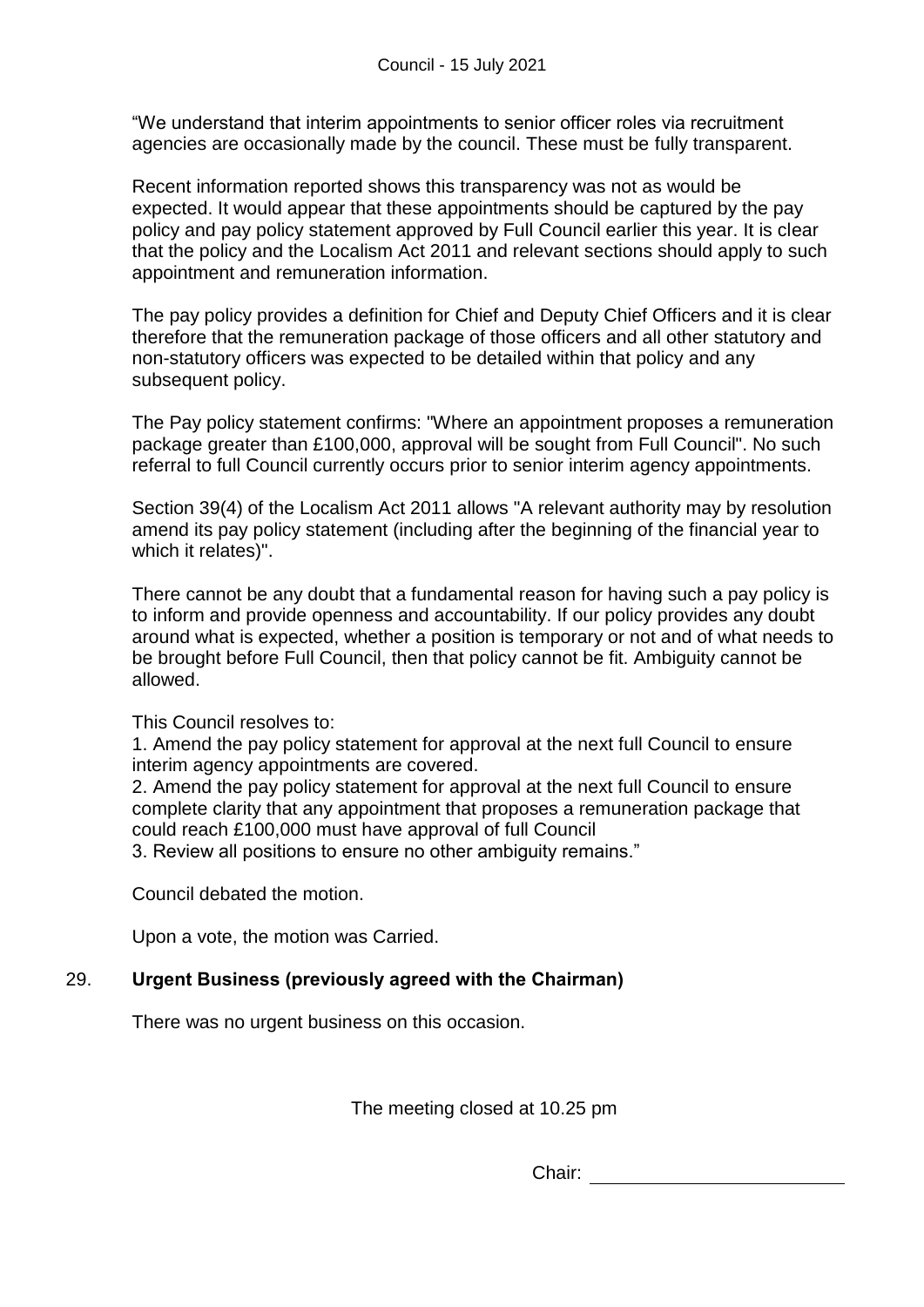"We understand that interim appointments to senior officer roles via recruitment agencies are occasionally made by the council. These must be fully transparent.

Recent information reported shows this transparency was not as would be expected. It would appear that these appointments should be captured by the pay policy and pay policy statement approved by Full Council earlier this year. It is clear that the policy and the Localism Act 2011 and relevant sections should apply to such appointment and remuneration information.

The pay policy provides a definition for Chief and Deputy Chief Officers and it is clear therefore that the remuneration package of those officers and all other statutory and non-statutory officers was expected to be detailed within that policy and any subsequent policy.

The Pay policy statement confirms: "Where an appointment proposes a remuneration package greater than £100,000, approval will be sought from Full Council". No such referral to full Council currently occurs prior to senior interim agency appointments.

Section 39(4) of the Localism Act 2011 allows "A relevant authority may by resolution amend its pay policy statement (including after the beginning of the financial year to which it relates)".

There cannot be any doubt that a fundamental reason for having such a pay policy is to inform and provide openness and accountability. If our policy provides any doubt around what is expected, whether a position is temporary or not and of what needs to be brought before Full Council, then that policy cannot be fit. Ambiguity cannot be allowed.

This Council resolves to:

1. Amend the pay policy statement for approval at the next full Council to ensure interim agency appointments are covered.
2. Amend the pay policy statement for approval at the next full Council to ensure complete clarity that any appointment that proposes a remuneration package that could reach £100,000 must have approval of full Council
3. Review all positions to ensure no other ambiguity remains."

Council debated the motion.

Upon a vote, the motion was Carried.

## 29. Urgent Business (previously agreed with the Chairman)

There was no urgent business on this occasion.

The meeting closed at 10.25 pm

Chair: ________________________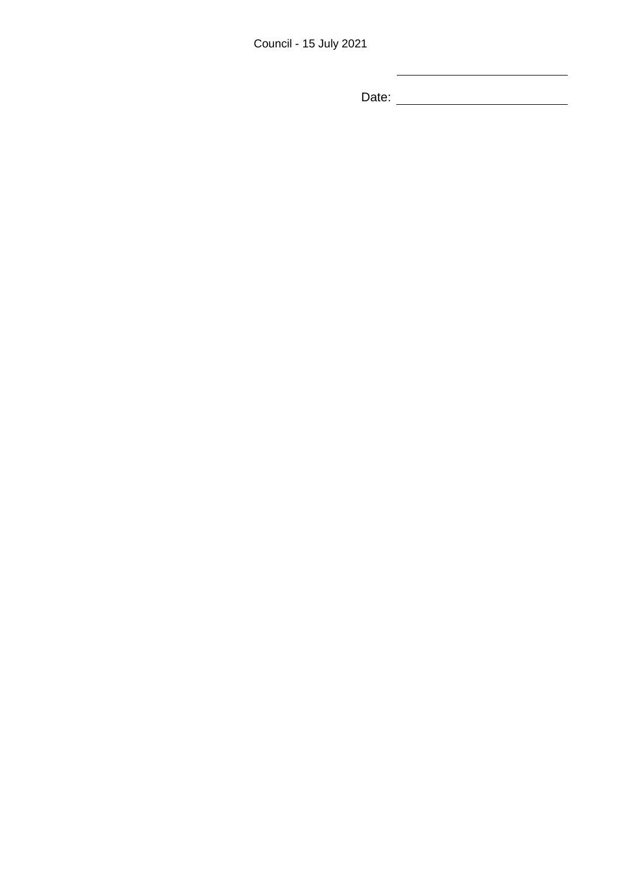\_\_\_\_\_\_\_\_\_\_\_\_\_\_\_\_\_\_\_\_\_\_\_\_\_\_\_\_

Date: \_\_\_\_\_\_\_\_\_\_\_\_\_\_\_\_\_\_\_\_\_\_\_\_\_\_\_\_